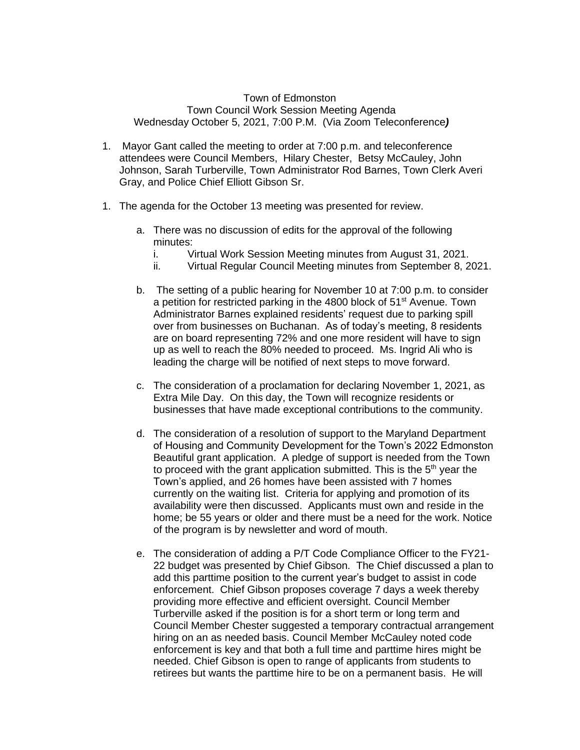Town of Edmonston
Town Council Work Session Meeting Agenda
Wednesday October 5, 2021, 7:00 P.M. (Via Zoom Teleconference***)***

1. Mayor Gant called the meeting to order at 7:00 p.m. and teleconference attendees were Council Members, Hilary Chester, Betsy McCauley, John Johnson, Sarah Turberville, Town Administrator Rod Barnes, Town Clerk Averi Gray, and Police Chief Elliott Gibson Sr.

1. The agenda for the October 13 meeting was presented for review.

   a. There was no discussion of edits for the approval of the following minutes:
      i. Virtual Work Session Meeting minutes from August 31, 2021.
      ii. Virtual Regular Council Meeting minutes from September 8, 2021.

   b. The setting of a public hearing for November 10 at 7:00 p.m. to consider a petition for restricted parking in the 4800 block of 51st Avenue. Town Administrator Barnes explained residents' request due to parking spill over from businesses on Buchanan. As of today's meeting, 8 residents are on board representing 72% and one more resident will have to sign up as well to reach the 80% needed to proceed. Ms. Ingrid Ali who is leading the charge will be notified of next steps to move forward.

   c. The consideration of a proclamation for declaring November 1, 2021, as Extra Mile Day. On this day, the Town will recognize residents or businesses that have made exceptional contributions to the community.

   d. The consideration of a resolution of support to the Maryland Department of Housing and Community Development for the Town's 2022 Edmonston Beautiful grant application. A pledge of support is needed from the Town to proceed with the grant application submitted. This is the 5th year the Town's applied, and 26 homes have been assisted with 7 homes currently on the waiting list. Criteria for applying and promotion of its availability were then discussed. Applicants must own and reside in the home; be 55 years or older and there must be a need for the work. Notice of the program is by newsletter and word of mouth.

   e. The consideration of adding a P/T Code Compliance Officer to the FY21-22 budget was presented by Chief Gibson. The Chief discussed a plan to add this parttime position to the current year's budget to assist in code enforcement. Chief Gibson proposes coverage 7 days a week thereby providing more effective and efficient oversight. Council Member Turberville asked if the position is for a short term or long term and Council Member Chester suggested a temporary contractual arrangement hiring on an as needed basis. Council Member McCauley noted code enforcement is key and that both a full time and parttime hires might be needed. Chief Gibson is open to range of applicants from students to retirees but wants the parttime hire to be on a permanent basis. He will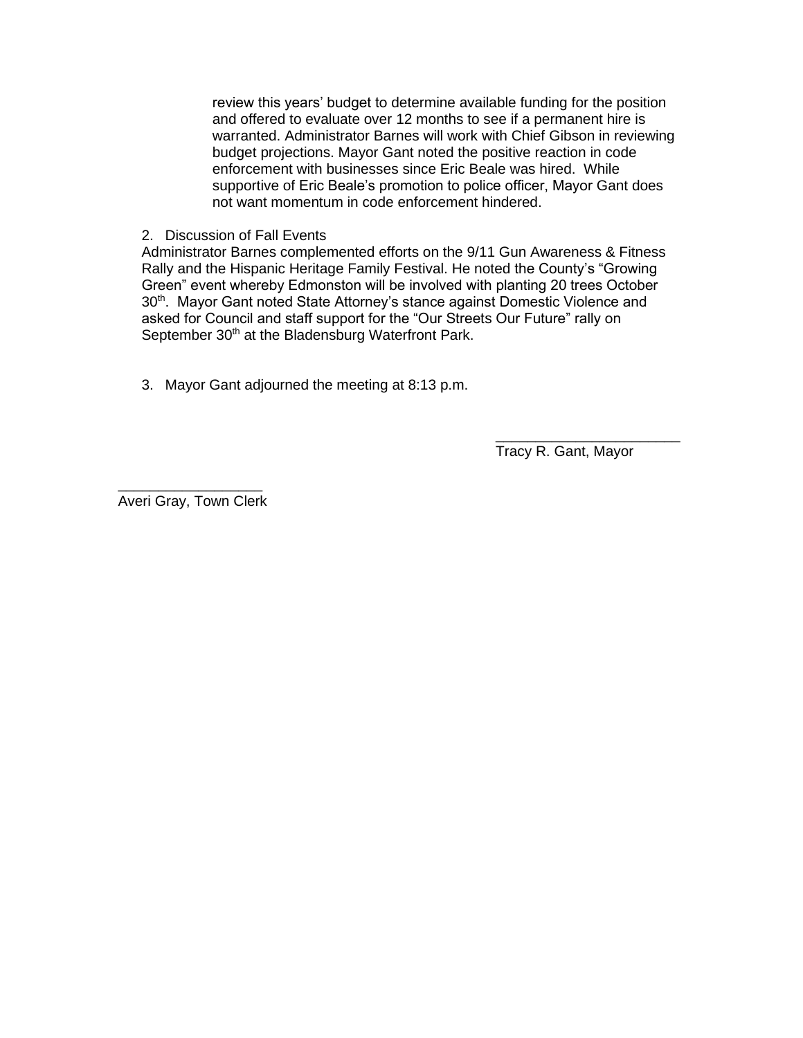review this years' budget to determine available funding for the position and offered to evaluate over 12 months to see if a permanent hire is warranted. Administrator Barnes will work with Chief Gibson in reviewing budget projections. Mayor Gant noted the positive reaction in code enforcement with businesses since Eric Beale was hired. While supportive of Eric Beale's promotion to police officer, Mayor Gant does not want momentum in code enforcement hindered.

2. Discussion of Fall Events

Administrator Barnes complemented efforts on the 9/11 Gun Awareness & Fitness Rally and the Hispanic Heritage Family Festival. He noted the County's "Growing Green" event whereby Edmonston will be involved with planting 20 trees October 30th. Mayor Gant noted State Attorney's stance against Domestic Violence and asked for Council and staff support for the "Our Streets Our Future" rally on September 30th at the Bladensburg Waterfront Park.

3. Mayor Gant adjourned the meeting at 8:13 p.m.

\_\_\_\_\_\_\_\_\_\_\_\_\_\_\_\_\_\_\_\_\_\_\_

Tracy R. Gant, Mayor

\_\_\_\_\_\_\_\_\_\_\_\_\_\_\_\_\_\_

Averi Gray, Town Clerk